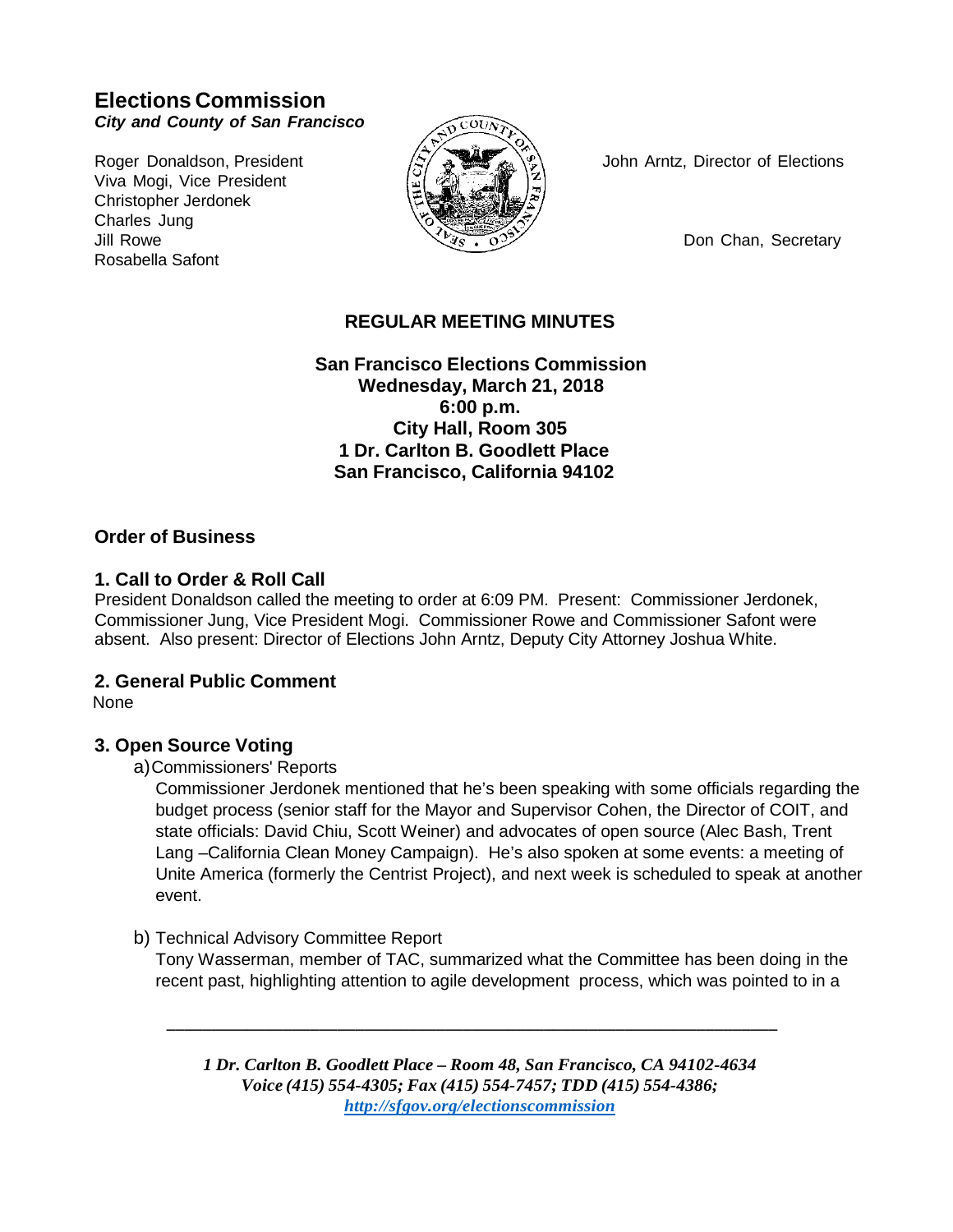# Elections Commission

***City and County of San Francisco***

Roger Donaldson, President
Viva Mogi, Vice President
Christopher Jerdonek
Charles Jung
Jill Rowe
Rosabella Safont

John Arntz, Director of Elections

Don Chan, Secretary

## REGULAR MEETING MINUTES

**San Francisco Elections Commission**
**Wednesday, March 21, 2018**
**6:00 p.m.**
**City Hall, Room 305**
**1 Dr. Carlton B. Goodlett Place**
**San Francisco, California 94102**

### Order of Business

### 1. Call to Order & Roll Call

President Donaldson called the meeting to order at 6:09 PM. Present: Commissioner Jerdonek, Commissioner Jung, Vice President Mogi. Commissioner Rowe and Commissioner Safont were absent. Also present: Director of Elections John Arntz, Deputy City Attorney Joshua White.

### 2. General Public Comment

None

### 3. Open Source Voting

a) Commissioners' Reports

Commissioner Jerdonek mentioned that he's been speaking with some officials regarding the budget process (senior staff for the Mayor and Supervisor Cohen, the Director of COIT, and state officials: David Chiu, Scott Weiner) and advocates of open source (Alec Bash, Trent Lang –California Clean Money Campaign). He's also spoken at some events: a meeting of Unite America (formerly the Centrist Project), and next week is scheduled to speak at another event.

b) Technical Advisory Committee Report

Tony Wasserman, member of TAC, summarized what the Committee has been doing in the recent past, highlighting attention to agile development process, which was pointed to in a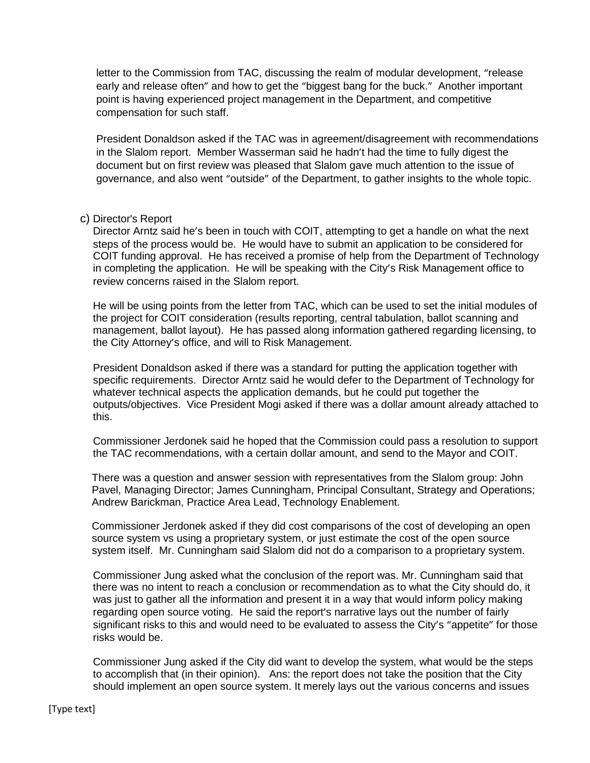letter to the Commission from TAC, discussing the realm of modular development, "release early and release often" and how to get the "biggest bang for the buck." Another important point is having experienced project management in the Department, and competitive compensation for such staff.

President Donaldson asked if the TAC was in agreement/disagreement with recommendations in the Slalom report. Member Wasserman said he hadn't had the time to fully digest the document but on first review was pleased that Slalom gave much attention to the issue of governance, and also went "outside" of the Department, to gather insights to the whole topic.

c) Director's Report

Director Arntz said he's been in touch with COIT, attempting to get a handle on what the next steps of the process would be. He would have to submit an application to be considered for COIT funding approval. He has received a promise of help from the Department of Technology in completing the application. He will be speaking with the City's Risk Management office to review concerns raised in the Slalom report.

He will be using points from the letter from TAC, which can be used to set the initial modules of the project for COIT consideration (results reporting, central tabulation, ballot scanning and management, ballot layout). He has passed along information gathered regarding licensing, to the City Attorney's office, and will to Risk Management.

President Donaldson asked if there was a standard for putting the application together with specific requirements. Director Arntz said he would defer to the Department of Technology for whatever technical aspects the application demands, but he could put together the outputs/objectives. Vice President Mogi asked if there was a dollar amount already attached to this.

Commissioner Jerdonek said he hoped that the Commission could pass a resolution to support the TAC recommendations, with a certain dollar amount, and send to the Mayor and COIT.

There was a question and answer session with representatives from the Slalom group: John Pavel, Managing Director; James Cunningham, Principal Consultant, Strategy and Operations; Andrew Barickman, Practice Area Lead, Technology Enablement.

Commissioner Jerdonek asked if they did cost comparisons of the cost of developing an open source system vs using a proprietary system, or just estimate the cost of the open source system itself. Mr. Cunningham said Slalom did not do a comparison to a proprietary system.

Commissioner Jung asked what the conclusion of the report was. Mr. Cunningham said that there was no intent to reach a conclusion or recommendation as to what the City should do, it was just to gather all the information and present it in a way that would inform policy making regarding open source voting. He said the report's narrative lays out the number of fairly significant risks to this and would need to be evaluated to assess the City's "appetite" for those risks would be.

Commissioner Jung asked if the City did want to develop the system, what would be the steps to accomplish that (in their opinion). Ans: the report does not take the position that the City should implement an open source system. It merely lays out the various concerns and issues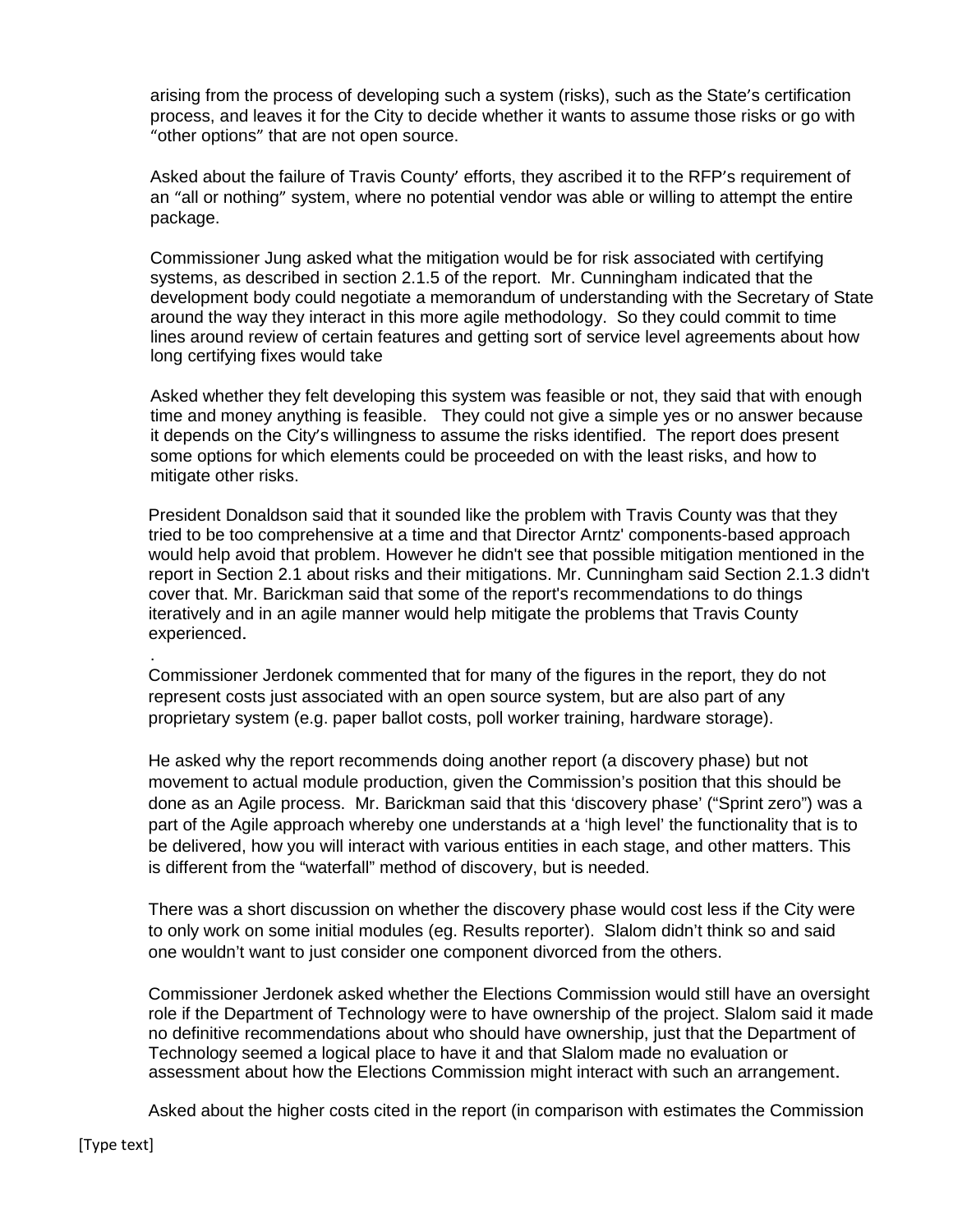arising from the process of developing such a system (risks), such as the State's certification process, and leaves it for the City to decide whether it wants to assume those risks or go with "other options" that are not open source.

Asked about the failure of Travis County' efforts, they ascribed it to the RFP's requirement of an "all or nothing" system, where no potential vendor was able or willing to attempt the entire package.

Commissioner Jung asked what the mitigation would be for risk associated with certifying systems, as described in section 2.1.5 of the report. Mr. Cunningham indicated that the development body could negotiate a memorandum of understanding with the Secretary of State around the way they interact in this more agile methodology. So they could commit to time lines around review of certain features and getting sort of service level agreements about how long certifying fixes would take

Asked whether they felt developing this system was feasible or not, they said that with enough time and money anything is feasible. They could not give a simple yes or no answer because it depends on the City's willingness to assume the risks identified. The report does present some options for which elements could be proceeded on with the least risks, and how to mitigate other risks.

President Donaldson said that it sounded like the problem with Travis County was that they tried to be too comprehensive at a time and that Director Arntz' components-based approach would help avoid that problem. However he didn't see that possible mitigation mentioned in the report in Section 2.1 about risks and their mitigations. Mr. Cunningham said Section 2.1.3 didn't cover that. Mr. Barickman said that some of the report's recommendations to do things iteratively and in an agile manner would help mitigate the problems that Travis County experienced.

.

Commissioner Jerdonek commented that for many of the figures in the report, they do not represent costs just associated with an open source system, but are also part of any proprietary system (e.g. paper ballot costs, poll worker training, hardware storage).

He asked why the report recommends doing another report (a discovery phase) but not movement to actual module production, given the Commission's position that this should be done as an Agile process. Mr. Barickman said that this 'discovery phase' ("Sprint zero") was a part of the Agile approach whereby one understands at a 'high level' the functionality that is to be delivered, how you will interact with various entities in each stage, and other matters. This is different from the "waterfall" method of discovery, but is needed.

There was a short discussion on whether the discovery phase would cost less if the City were to only work on some initial modules (eg. Results reporter). Slalom didn't think so and said one wouldn't want to just consider one component divorced from the others.

Commissioner Jerdonek asked whether the Elections Commission would still have an oversight role if the Department of Technology were to have ownership of the project. Slalom said it made no definitive recommendations about who should have ownership, just that the Department of Technology seemed a logical place to have it and that Slalom made no evaluation or assessment about how the Elections Commission might interact with such an arrangement.

Asked about the higher costs cited in the report (in comparison with estimates the Commission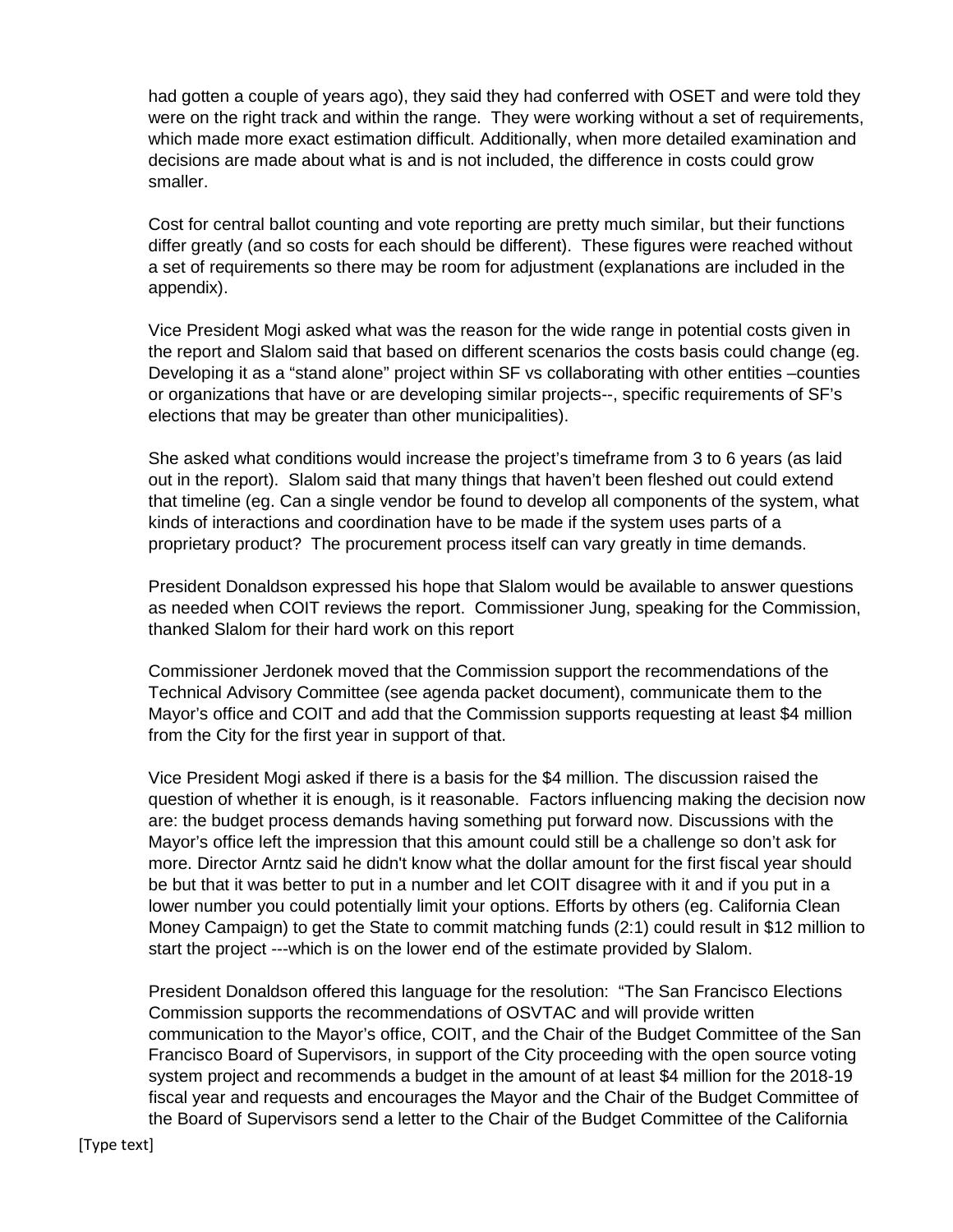had gotten a couple of years ago), they said they had conferred with OSET and were told they were on the right track and within the range. They were working without a set of requirements, which made more exact estimation difficult. Additionally, when more detailed examination and decisions are made about what is and is not included, the difference in costs could grow smaller.

Cost for central ballot counting and vote reporting are pretty much similar, but their functions differ greatly (and so costs for each should be different). These figures were reached without a set of requirements so there may be room for adjustment (explanations are included in the appendix).

Vice President Mogi asked what was the reason for the wide range in potential costs given in the report and Slalom said that based on different scenarios the costs basis could change (eg. Developing it as a "stand alone" project within SF vs collaborating with other entities –counties or organizations that have or are developing similar projects--, specific requirements of SF's elections that may be greater than other municipalities).

She asked what conditions would increase the project's timeframe from 3 to 6 years (as laid out in the report). Slalom said that many things that haven't been fleshed out could extend that timeline (eg. Can a single vendor be found to develop all components of the system, what kinds of interactions and coordination have to be made if the system uses parts of a proprietary product? The procurement process itself can vary greatly in time demands.

President Donaldson expressed his hope that Slalom would be available to answer questions as needed when COIT reviews the report. Commissioner Jung, speaking for the Commission, thanked Slalom for their hard work on this report

Commissioner Jerdonek moved that the Commission support the recommendations of the Technical Advisory Committee (see agenda packet document), communicate them to the Mayor's office and COIT and add that the Commission supports requesting at least $4 million from the City for the first year in support of that.

Vice President Mogi asked if there is a basis for the $4 million. The discussion raised the question of whether it is enough, is it reasonable. Factors influencing making the decision now are: the budget process demands having something put forward now. Discussions with the Mayor's office left the impression that this amount could still be a challenge so don't ask for more. Director Arntz said he didn't know what the dollar amount for the first fiscal year should be but that it was better to put in a number and let COIT disagree with it and if you put in a lower number you could potentially limit your options. Efforts by others (eg. California Clean Money Campaign) to get the State to commit matching funds (2:1) could result in $12 million to start the project ---which is on the lower end of the estimate provided by Slalom.

President Donaldson offered this language for the resolution: "The San Francisco Elections Commission supports the recommendations of OSVTAC and will provide written communication to the Mayor's office, COIT, and the Chair of the Budget Committee of the San Francisco Board of Supervisors, in support of the City proceeding with the open source voting system project and recommends a budget in the amount of at least $4 million for the 2018-19 fiscal year and requests and encourages the Mayor and the Chair of the Budget Committee of the Board of Supervisors send a letter to the Chair of the Budget Committee of the California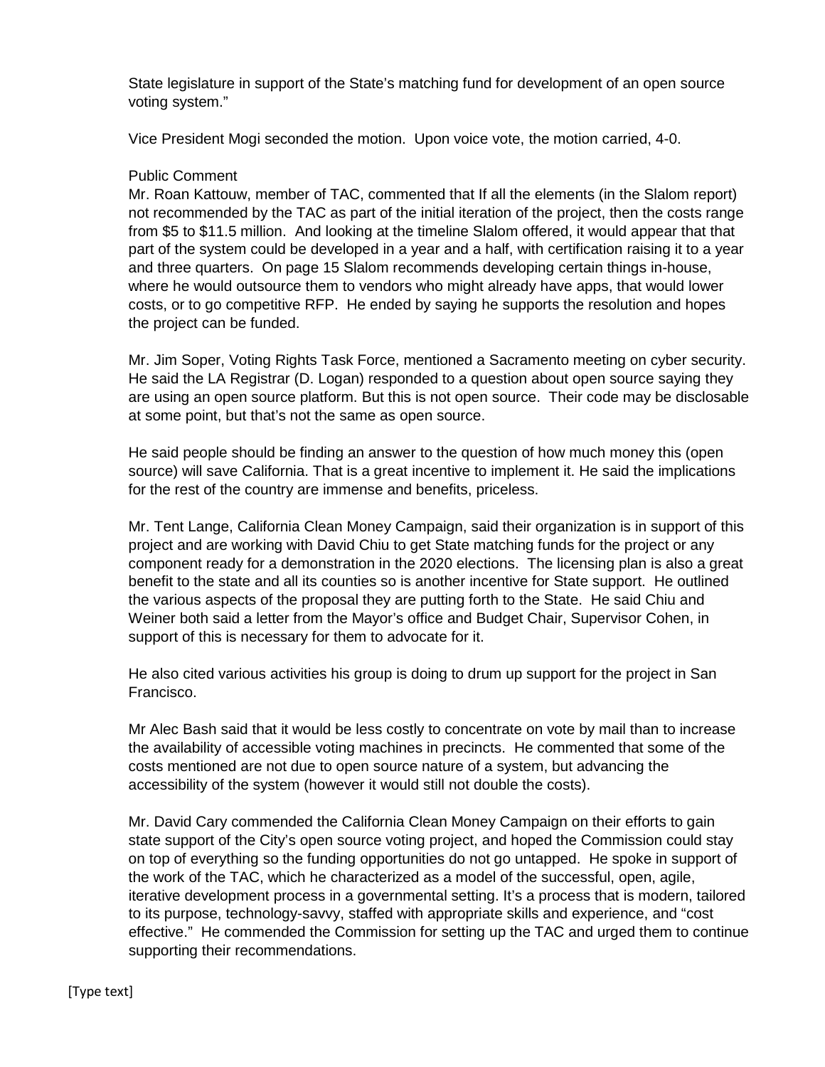State legislature in support of the State's matching fund for development of an open source voting system."

Vice President Mogi seconded the motion. Upon voice vote, the motion carried, 4-0.

Public Comment
Mr. Roan Kattouw, member of TAC, commented that If all the elements (in the Slalom report) not recommended by the TAC as part of the initial iteration of the project, then the costs range from $5 to $11.5 million. And looking at the timeline Slalom offered, it would appear that that part of the system could be developed in a year and a half, with certification raising it to a year and three quarters. On page 15 Slalom recommends developing certain things in-house, where he would outsource them to vendors who might already have apps, that would lower costs, or to go competitive RFP. He ended by saying he supports the resolution and hopes the project can be funded.

Mr. Jim Soper, Voting Rights Task Force, mentioned a Sacramento meeting on cyber security. He said the LA Registrar (D. Logan) responded to a question about open source saying they are using an open source platform. But this is not open source. Their code may be disclosable at some point, but that's not the same as open source.

He said people should be finding an answer to the question of how much money this (open source) will save California. That is a great incentive to implement it. He said the implications for the rest of the country are immense and benefits, priceless.

Mr. Tent Lange, California Clean Money Campaign, said their organization is in support of this project and are working with David Chiu to get State matching funds for the project or any component ready for a demonstration in the 2020 elections. The licensing plan is also a great benefit to the state and all its counties so is another incentive for State support. He outlined the various aspects of the proposal they are putting forth to the State. He said Chiu and Weiner both said a letter from the Mayor's office and Budget Chair, Supervisor Cohen, in support of this is necessary for them to advocate for it.

He also cited various activities his group is doing to drum up support for the project in San Francisco.

Mr Alec Bash said that it would be less costly to concentrate on vote by mail than to increase the availability of accessible voting machines in precincts. He commented that some of the costs mentioned are not due to open source nature of a system, but advancing the accessibility of the system (however it would still not double the costs).

Mr. David Cary commended the California Clean Money Campaign on their efforts to gain state support of the City's open source voting project, and hoped the Commission could stay on top of everything so the funding opportunities do not go untapped. He spoke in support of the work of the TAC, which he characterized as a model of the successful, open, agile, iterative development process in a governmental setting. It's a process that is modern, tailored to its purpose, technology-savvy, staffed with appropriate skills and experience, and "cost effective." He commended the Commission for setting up the TAC and urged them to continue supporting their recommendations.

[Type text]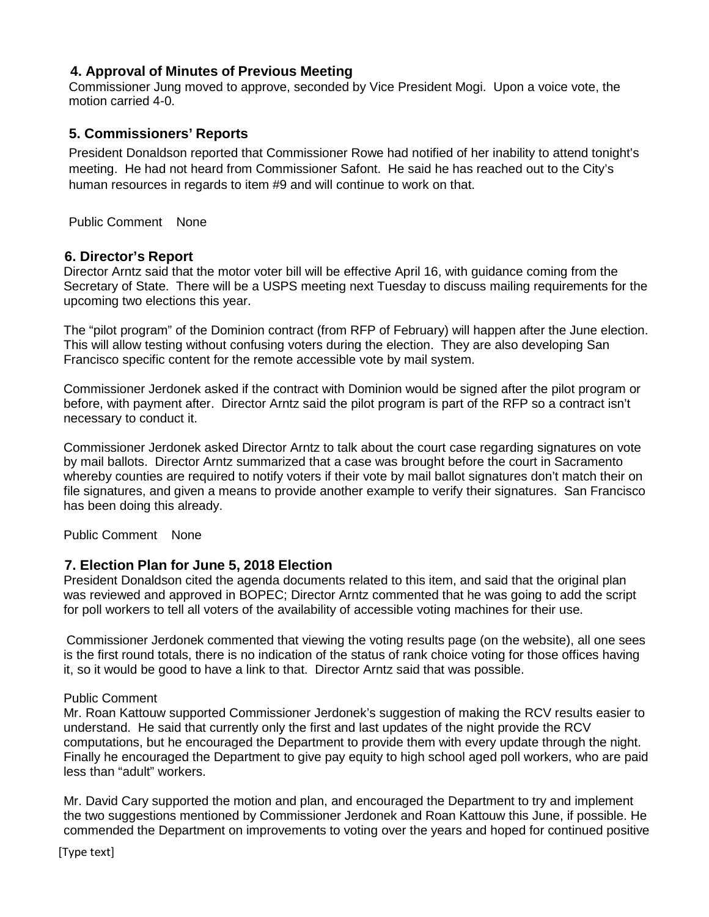## 4. Approval of Minutes of Previous Meeting

Commissioner Jung moved to approve, seconded by Vice President Mogi. Upon a voice vote, the motion carried 4-0.

## 5. Commissioners' Reports

President Donaldson reported that Commissioner Rowe had notified of her inability to attend tonight's meeting. He had not heard from Commissioner Safont. He said he has reached out to the City's human resources in regards to item #9 and will continue to work on that.

Public Comment None

## 6. Director's Report

Director Arntz said that the motor voter bill will be effective April 16, with guidance coming from the Secretary of State. There will be a USPS meeting next Tuesday to discuss mailing requirements for the upcoming two elections this year.

The "pilot program" of the Dominion contract (from RFP of February) will happen after the June election. This will allow testing without confusing voters during the election. They are also developing San Francisco specific content for the remote accessible vote by mail system.

Commissioner Jerdonek asked if the contract with Dominion would be signed after the pilot program or before, with payment after. Director Arntz said the pilot program is part of the RFP so a contract isn't necessary to conduct it.

Commissioner Jerdonek asked Director Arntz to talk about the court case regarding signatures on vote by mail ballots. Director Arntz summarized that a case was brought before the court in Sacramento whereby counties are required to notify voters if their vote by mail ballot signatures don't match their on file signatures, and given a means to provide another example to verify their signatures. San Francisco has been doing this already.

Public Comment None

## 7. Election Plan for June 5, 2018 Election

President Donaldson cited the agenda documents related to this item, and said that the original plan was reviewed and approved in BOPEC; Director Arntz commented that he was going to add the script for poll workers to tell all voters of the availability of accessible voting machines for their use.

Commissioner Jerdonek commented that viewing the voting results page (on the website), all one sees is the first round totals, there is no indication of the status of rank choice voting for those offices having it, so it would be good to have a link to that. Director Arntz said that was possible.

Public Comment

Mr. Roan Kattouw supported Commissioner Jerdonek's suggestion of making the RCV results easier to understand. He said that currently only the first and last updates of the night provide the RCV computations, but he encouraged the Department to provide them with every update through the night. Finally he encouraged the Department to give pay equity to high school aged poll workers, who are paid less than "adult" workers.

Mr. David Cary supported the motion and plan, and encouraged the Department to try and implement the two suggestions mentioned by Commissioner Jerdonek and Roan Kattouw this June, if possible. He commended the Department on improvements to voting over the years and hoped for continued positive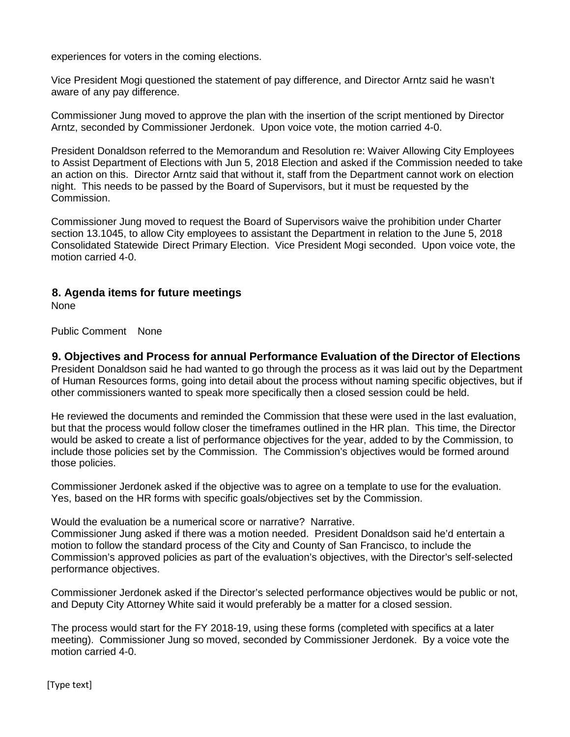experiences for voters in the coming elections.

Vice President Mogi questioned the statement of pay difference, and Director Arntz said he wasn't aware of any pay difference.

Commissioner Jung moved to approve the plan with the insertion of the script mentioned by Director Arntz, seconded by Commissioner Jerdonek. Upon voice vote, the motion carried 4-0.

President Donaldson referred to the Memorandum and Resolution re: Waiver Allowing City Employees to Assist Department of Elections with Jun 5, 2018 Election and asked if the Commission needed to take an action on this. Director Arntz said that without it, staff from the Department cannot work on election night. This needs to be passed by the Board of Supervisors, but it must be requested by the Commission.

Commissioner Jung moved to request the Board of Supervisors waive the prohibition under Charter section 13.1045, to allow City employees to assistant the Department in relation to the June 5, 2018 Consolidated Statewide Direct Primary Election. Vice President Mogi seconded. Upon voice vote, the motion carried 4-0.

## 8. Agenda items for future meetings

None

Public Comment None

## 9. Objectives and Process for annual Performance Evaluation of the Director of Elections

President Donaldson said he had wanted to go through the process as it was laid out by the Department of Human Resources forms, going into detail about the process without naming specific objectives, but if other commissioners wanted to speak more specifically then a closed session could be held.

He reviewed the documents and reminded the Commission that these were used in the last evaluation, but that the process would follow closer the timeframes outlined in the HR plan. This time, the Director would be asked to create a list of performance objectives for the year, added to by the Commission, to include those policies set by the Commission. The Commission's objectives would be formed around those policies.

Commissioner Jerdonek asked if the objective was to agree on a template to use for the evaluation. Yes, based on the HR forms with specific goals/objectives set by the Commission.

Would the evaluation be a numerical score or narrative? Narrative.
Commissioner Jung asked if there was a motion needed. President Donaldson said he'd entertain a motion to follow the standard process of the City and County of San Francisco, to include the Commission's approved policies as part of the evaluation's objectives, with the Director's self-selected performance objectives.

Commissioner Jerdonek asked if the Director's selected performance objectives would be public or not, and Deputy City Attorney White said it would preferably be a matter for a closed session.

The process would start for the FY 2018-19, using these forms (completed with specifics at a later meeting). Commissioner Jung so moved, seconded by Commissioner Jerdonek. By a voice vote the motion carried 4-0.

[Type text]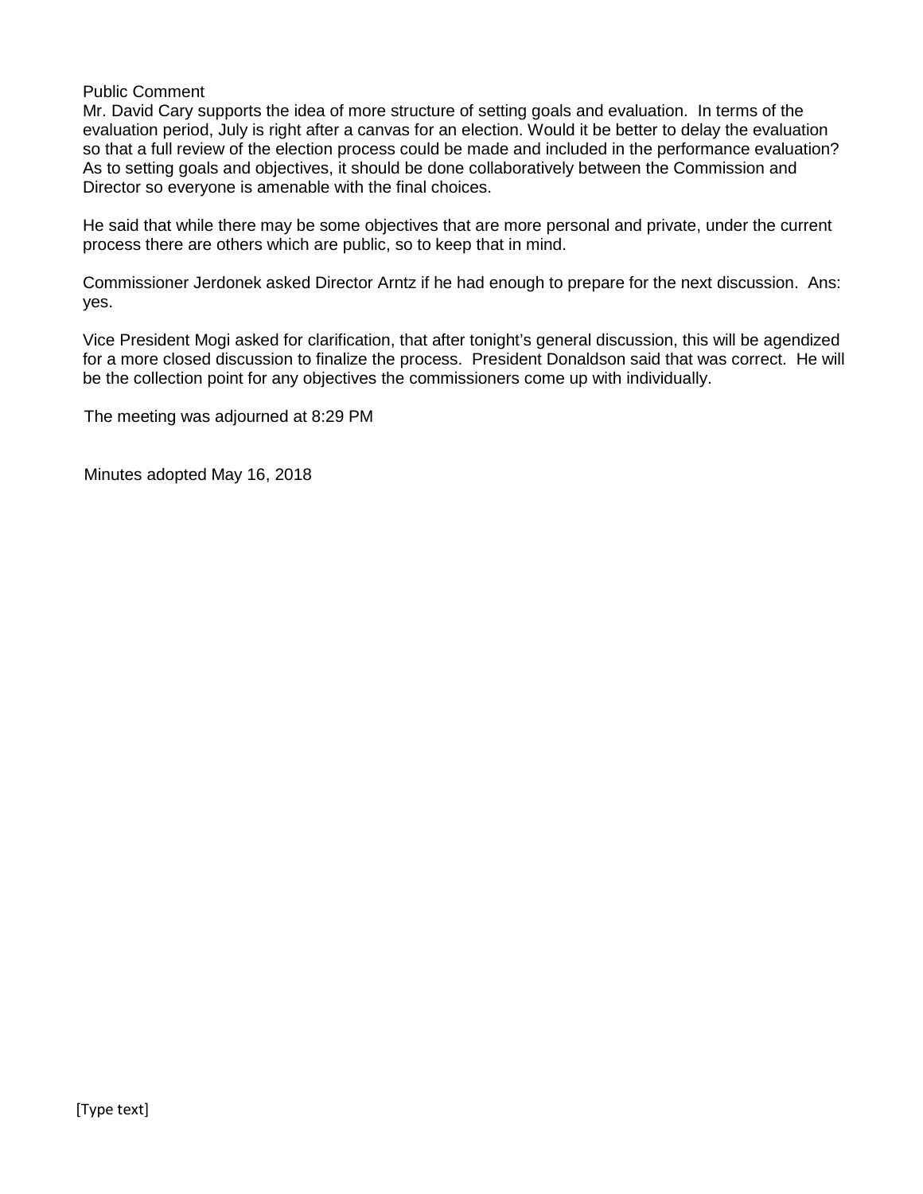Public Comment

Mr. David Cary supports the idea of more structure of setting goals and evaluation. In terms of the evaluation period, July is right after a canvas for an election. Would it be better to delay the evaluation so that a full review of the election process could be made and included in the performance evaluation? As to setting goals and objectives, it should be done collaboratively between the Commission and Director so everyone is amenable with the final choices.

He said that while there may be some objectives that are more personal and private, under the current process there are others which are public, so to keep that in mind.

Commissioner Jerdonek asked Director Arntz if he had enough to prepare for the next discussion. Ans: yes.

Vice President Mogi asked for clarification, that after tonight's general discussion, this will be agendized for a more closed discussion to finalize the process. President Donaldson said that was correct. He will be the collection point for any objectives the commissioners come up with individually.

The meeting was adjourned at 8:29 PM

Minutes adopted May 16, 2018